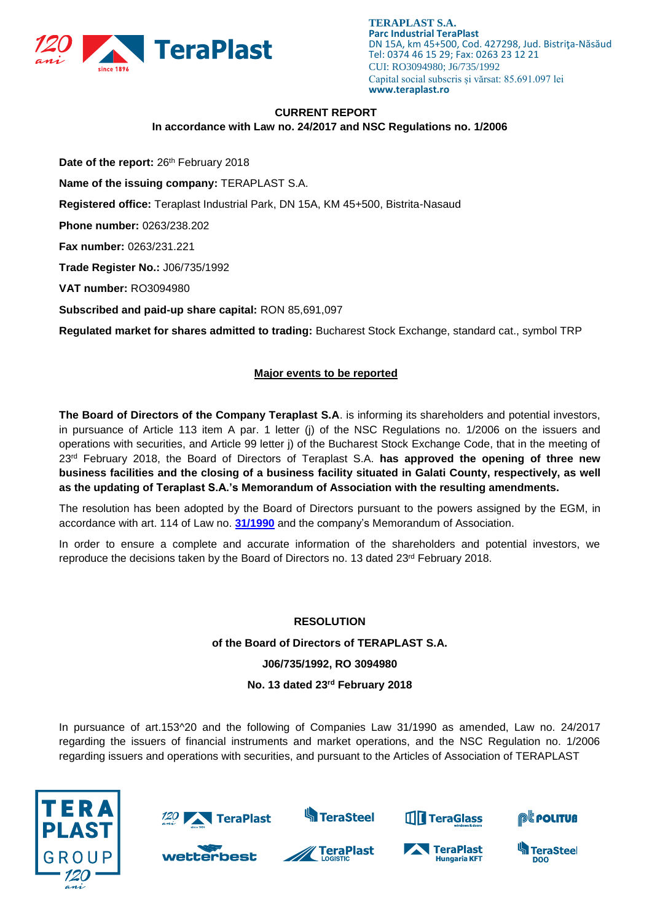**TERAPLAST S.A.**
**Parc Industrial TeraPlast**
DN 15A, km 45+500, Cod. 427298, Jud. Bistriţa-Năsăud
Tel: 0374 46 15 29; Fax: 0263 23 12 21
CUI: RO3094980; J6/735/1992
Capital social subscris și vărsat: 85.691.097 lei
**www.teraplast.ro**

**CURRENT REPORT**
**In accordance with Law no. 24/2017 and NSC Regulations no. 1/2006**

**Date of the report:** 26th February 2018

**Name of the issuing company:** TERAPLAST S.A.

**Registered office:** Teraplast Industrial Park, DN 15A, KM 45+500, Bistrita-Nasaud

**Phone number:** 0263/238.202

**Fax number:** 0263/231.221

**Trade Register No.:** J06/735/1992

**VAT number:** RO3094980

**Subscribed and paid-up share capital:** RON 85,691,097

**Regulated market for shares admitted to trading:** Bucharest Stock Exchange, standard cat., symbol TRP

**Major events to be reported**

**The Board of Directors of the Company Teraplast S.A**. is informing its shareholders and potential investors, in pursuance of Article 113 item A par. 1 letter (j) of the NSC Regulations no. 1/2006 on the issuers and operations with securities, and Article 99 letter j) of the Bucharest Stock Exchange Code, that in the meeting of 23rd February 2018, the Board of Directors of Teraplast S.A. **has approved the opening of three new business facilities and the closing of a business facility situated in Galati County, respectively, as well as the updating of Teraplast S.A.'s Memorandum of Association with the resulting amendments.**

The resolution has been adopted by the Board of Directors pursuant to the powers assigned by the EGM, in accordance with art. 114 of Law no. **31/1990** and the company's Memorandum of Association.

In order to ensure a complete and accurate information of the shareholders and potential investors, we reproduce the decisions taken by the Board of Directors no. 13 dated 23rd February 2018.

**RESOLUTION**

**of the Board of Directors of TERAPLAST S.A.**

**J06/735/1992, RO 3094980**

**No. 13 dated 23rd February 2018**

In pursuance of art.153^20 and the following of Companies Law 31/1990 as amended, Law no. 24/2017 regarding the issuers of financial instruments and market operations, and the NSC Regulation no. 1/2006 regarding issuers and operations with securities, and pursuant to the Articles of Association of TERAPLAST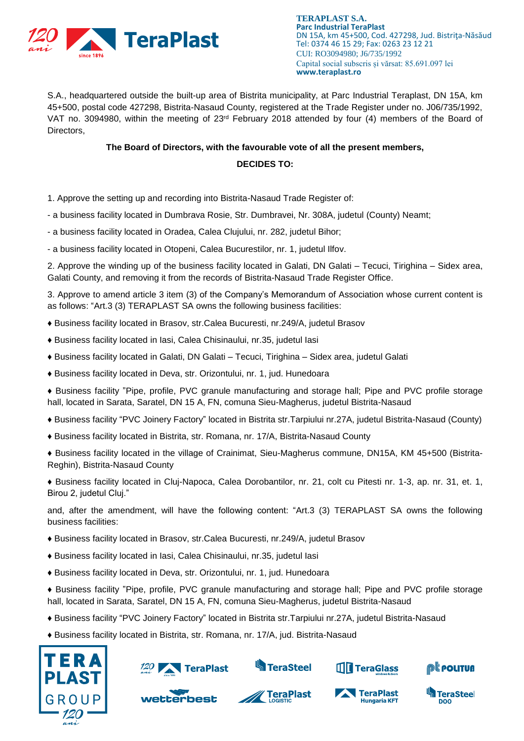S.A., headquartered outside the built-up area of Bistrita municipality, at Parc Industrial Teraplast, DN 15A, km 45+500, postal code 427298, Bistrita-Nasaud County, registered at the Trade Register under no. J06/735/1992, VAT no. 3094980, within the meeting of 23rd February 2018 attended by four (4) members of the Board of Directors,

**The Board of Directors, with the favourable vote of all the present members,**

**DECIDES TO:**

1. Approve the setting up and recording into Bistrita-Nasaud Trade Register of:

- a business facility located in Dumbrava Rosie, Str. Dumbravei, Nr. 308A, judetul (County) Neamt;

- a business facility located in Oradea, Calea Clujului, nr. 282, judetul Bihor;

- a business facility located in Otopeni, Calea Bucurestilor, nr. 1, judetul Ilfov.

2. Approve the winding up of the business facility located in Galati, DN Galati – Tecuci, Tirighina – Sidex area, Galati County, and removing it from the records of Bistrita-Nasaud Trade Register Office.

3. Approve to amend article 3 item (3) of the Company's Memorandum of Association whose current content is as follows: "Art.3 (3) TERAPLAST SA owns the following business facilities:

♦ Business facility located in Brasov, str.Calea Bucuresti, nr.249/A, judetul Brasov

♦ Business facility located in Iasi, Calea Chisinaului, nr.35, judetul Iasi

♦ Business facility located in Galati, DN Galati – Tecuci, Tirighina – Sidex area, judetul Galati

♦ Business facility located in Deva, str. Orizontului, nr. 1, jud. Hunedoara

♦ Business facility "Pipe, profile, PVC granule manufacturing and storage hall; Pipe and PVC profile storage hall, located in Sarata, Saratel, DN 15 A, FN, comuna Sieu-Magherus, judetul Bistrita-Nasaud

♦ Business facility "PVC Joinery Factory" located in Bistrita str.Tarpiului nr.27A, judetul Bistrita-Nasaud (County)

♦ Business facility located in Bistrita, str. Romana, nr. 17/A, Bistrita-Nasaud County

♦ Business facility located in the village of Crainimat, Sieu-Magherus commune, DN15A, KM 45+500 (Bistrita-Reghin), Bistrita-Nasaud County

♦ Business facility located in Cluj-Napoca, Calea Dorobantilor, nr. 21, colt cu Pitesti nr. 1-3, ap. nr. 31, et. 1, Birou 2, judetul Cluj."

and, after the amendment, will have the following content: "Art.3 (3) TERAPLAST SA owns the following business facilities:

♦ Business facility located in Brasov, str.Calea Bucuresti, nr.249/A, judetul Brasov

♦ Business facility located in Iasi, Calea Chisinaului, nr.35, judetul Iasi

♦ Business facility located in Deva, str. Orizontului, nr. 1, jud. Hunedoara

♦ Business facility "Pipe, profile, PVC granule manufacturing and storage hall; Pipe and PVC profile storage hall, located in Sarata, Saratel, DN 15 A, FN, comuna Sieu-Magherus, judetul Bistrita-Nasaud

♦ Business facility "PVC Joinery Factory" located in Bistrita str.Tarpiului nr.27A, judetul Bistrita-Nasaud

♦ Business facility located in Bistrita, str. Romana, nr. 17/A, jud. Bistrita-Nasaud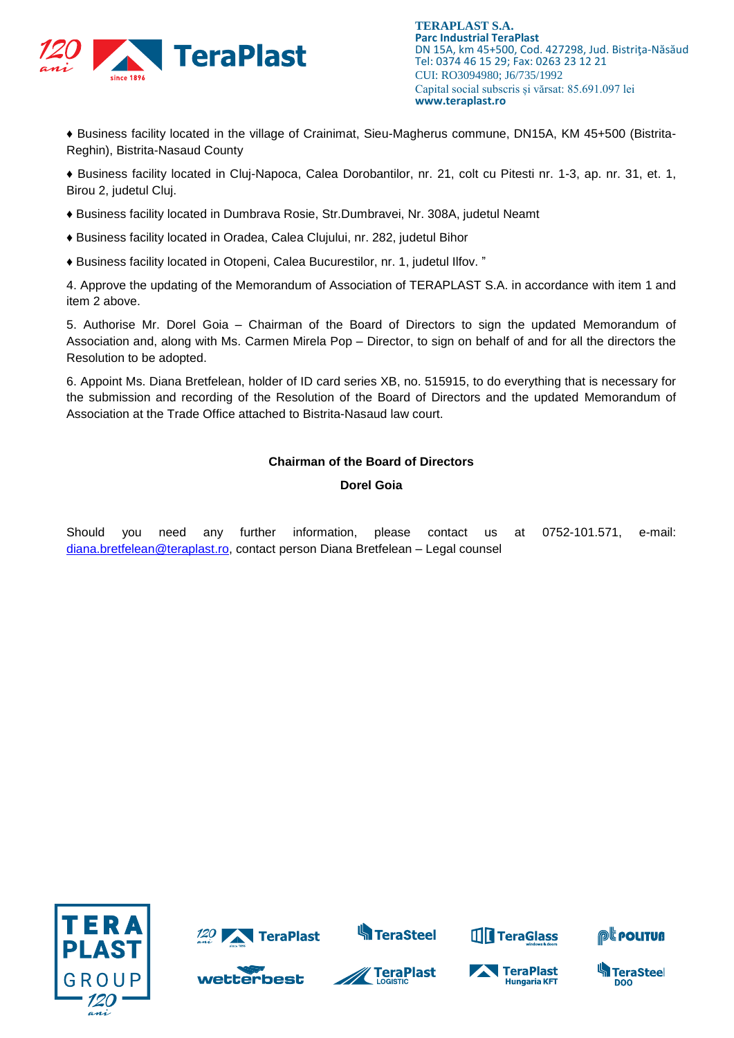♦ Business facility located in the village of Crainimat, Sieu-Magherus commune, DN15A, KM 45+500 (Bistrita-Reghin), Bistrita-Nasaud County

♦ Business facility located in Cluj-Napoca, Calea Dorobantilor, nr. 21, colt cu Pitesti nr. 1-3, ap. nr. 31, et. 1, Birou 2, judetul Cluj.

♦ Business facility located in Dumbrava Rosie, Str.Dumbravei, Nr. 308A, judetul Neamt

♦ Business facility located in Oradea, Calea Clujului, nr. 282, judetul Bihor

♦ Business facility located in Otopeni, Calea Bucurestilor, nr. 1, judetul Ilfov. "

4. Approve the updating of the Memorandum of Association of TERAPLAST S.A. in accordance with item 1 and item 2 above.

5. Authorise Mr. Dorel Goia – Chairman of the Board of Directors to sign the updated Memorandum of Association and, along with Ms. Carmen Mirela Pop – Director, to sign on behalf of and for all the directors the Resolution to be adopted.

6. Appoint Ms. Diana Bretfelean, holder of ID card series XB, no. 515915, to do everything that is necessary for the submission and recording of the Resolution of the Board of Directors and the updated Memorandum of Association at the Trade Office attached to Bistrita-Nasaud law court.

**Chairman of the Board of Directors**

**Dorel Goia**

Should you need any further information, please contact us at 0752-101.571, e-mail: diana.bretfelean@teraplast.ro, contact person Diana Bretfelean – Legal counsel